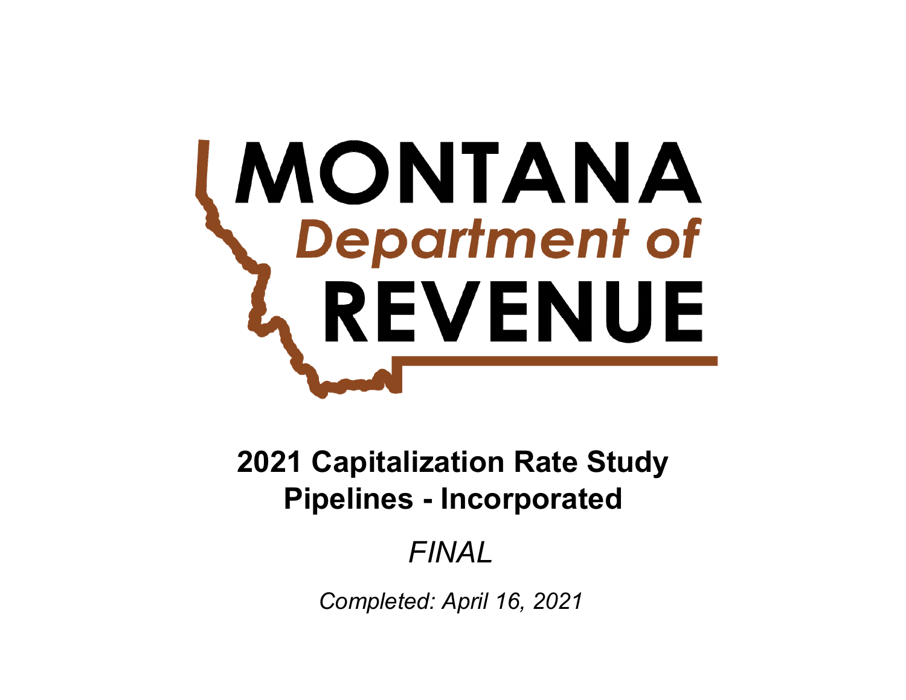# MONTANA Department of REVENUE

## 2021 Capitalization Rate Study
## Pipelines - Incorporated

*FINAL*

*Completed: April 16, 2021*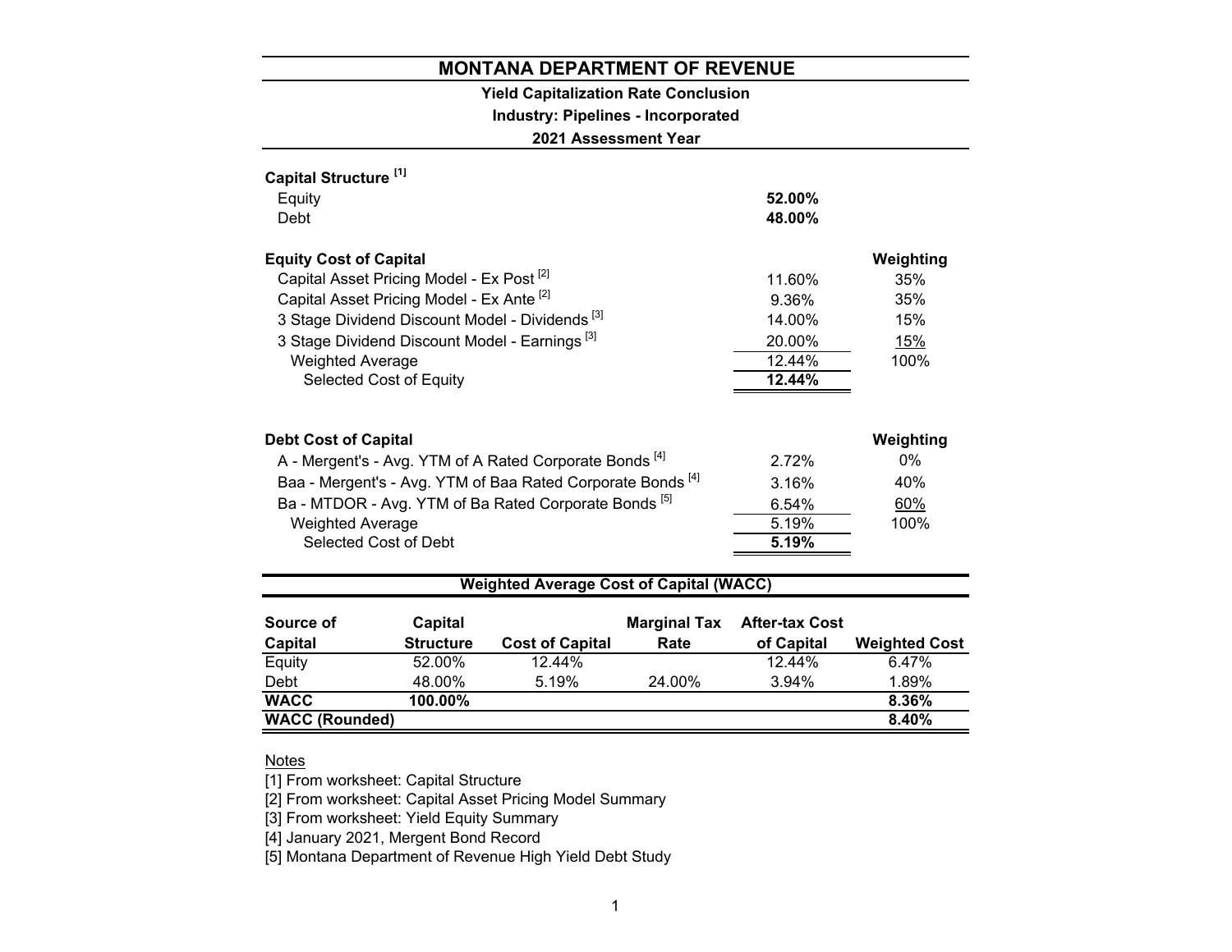# MONTANA DEPARTMENT OF REVENUE

## Yield Capitalization Rate Conclusion

### Industry: Pipelines - Incorporated

### 2021 Assessment Year

**Capital Structure** [1]

| | |
|---|---|
| Equity | **52.00%** |
| Debt | **48.00%** |

| **Equity Cost of Capital** | | **Weighting** |
|---|---|---|
| Capital Asset Pricing Model - Ex Post [2] | 11.60% | 35% |
| Capital Asset Pricing Model - Ex Ante [2] | 9.36% | 35% |
| 3 Stage Dividend Discount Model - Dividends [3] | 14.00% | 15% |
| 3 Stage Dividend Discount Model - Earnings [3] | 20.00% | 15% |
| Weighted Average | 12.44% | 100% |
| Selected Cost of Equity | **12.44%** | |

| **Debt Cost of Capital** | | **Weighting** |
|---|---|---|
| A - Mergent's - Avg. YTM of A Rated Corporate Bonds [4] | 2.72% | 0% |
| Baa - Mergent's - Avg. YTM of Baa Rated Corporate Bonds [4] | 3.16% | 40% |
| Ba - MTDOR - Avg. YTM of Ba Rated Corporate Bonds [5] | 6.54% | 60% |
| Weighted Average | 5.19% | 100% |
| Selected Cost of Debt | **5.19%** | |

**Weighted Average Cost of Capital (WACC)**

| Source of Capital | Capital Structure | Cost of Capital | Marginal Tax Rate | After-tax Cost of Capital | Weighted Cost |
|---|---|---|---|---|---|
| Equity | 52.00% | 12.44% | | 12.44% | 6.47% |
| Debt | 48.00% | 5.19% | 24.00% | 3.94% | 1.89% |
| **WACC** | **100.00%** | | | | **8.36%** |
| **WACC (Rounded)** | | | | | **8.40%** |

Notes

[1] From worksheet: Capital Structure

[2] From worksheet: Capital Asset Pricing Model Summary

[3] From worksheet: Yield Equity Summary

[4] January 2021, Mergent Bond Record

[5] Montana Department of Revenue High Yield Debt Study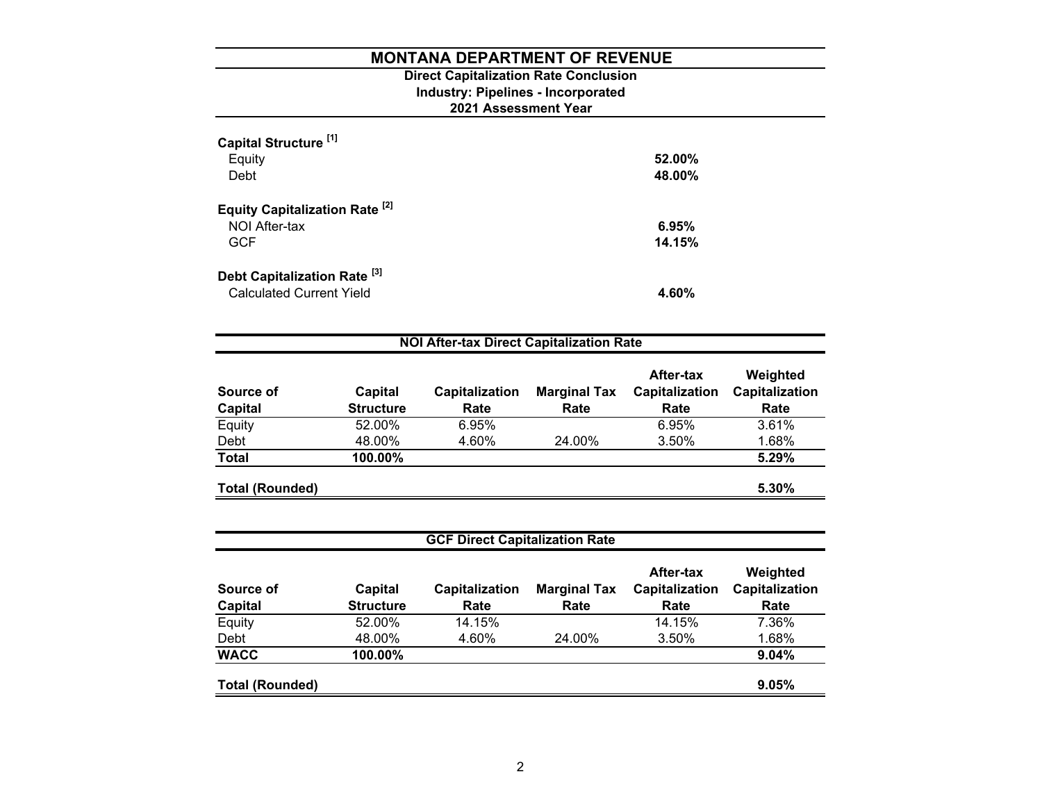# MONTANA DEPARTMENT OF REVENUE

**Direct Capitalization Rate Conclusion**
**Industry: Pipelines - Incorporated**
**2021 Assessment Year**

| | |
|---|---|
| **Capital Structure [1]** | |
| Equity | **52.00%** |
| Debt | **48.00%** |
| **Equity Capitalization Rate [2]** | |
| NOI After-tax | **6.95%** |
| GCF | **14.15%** |
| **Debt Capitalization Rate [3]** | |
| Calculated Current Yield | **4.60%** |

## NOI After-tax Direct Capitalization Rate

| Source of Capital | Capital Structure | Capitalization Rate | Marginal Tax Rate | After-tax Capitalization Rate | Weighted Capitalization Rate |
|---|---|---|---|---|---|
| Equity | 52.00% | 6.95% | | 6.95% | 3.61% |
| Debt | 48.00% | 4.60% | 24.00% | 3.50% | 1.68% |
| **Total** | **100.00%** | | | | **5.29%** |
| **Total (Rounded)** | | | | | **5.30%** |

## GCF Direct Capitalization Rate

| Source of Capital | Capital Structure | Capitalization Rate | Marginal Tax Rate | After-tax Capitalization Rate | Weighted Capitalization Rate |
|---|---|---|---|---|---|
| Equity | 52.00% | 14.15% | | 14.15% | 7.36% |
| Debt | 48.00% | 4.60% | 24.00% | 3.50% | 1.68% |
| **WACC** | **100.00%** | | | | **9.04%** |
| **Total (Rounded)** | | | | | **9.05%** |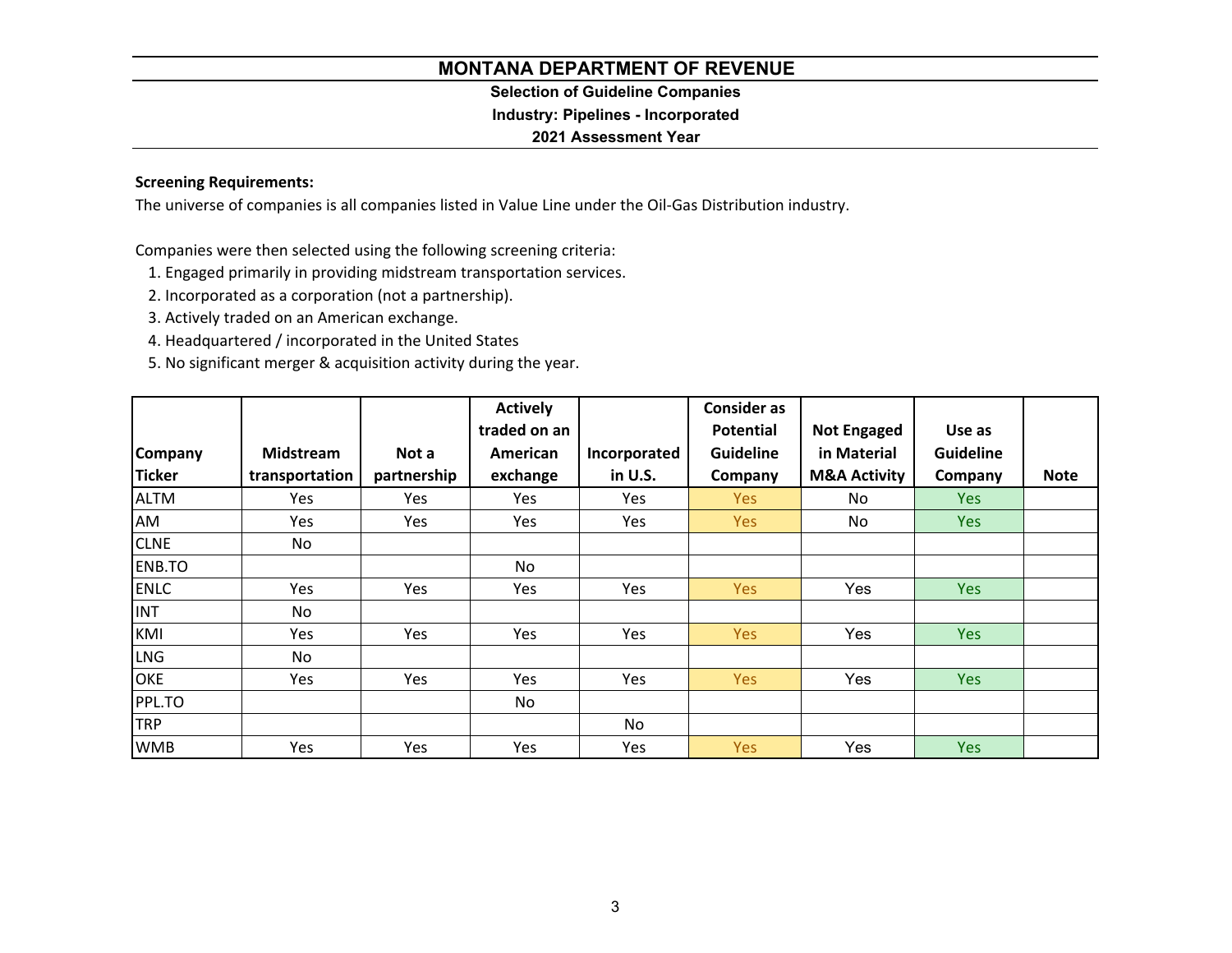# MONTANA DEPARTMENT OF REVENUE

## Selection of Guideline Companies

### Industry: Pipelines - Incorporated

### 2021 Assessment Year

**Screening Requirements:**

The universe of companies is all companies listed in Value Line under the Oil-Gas Distribution industry.

Companies were then selected using the following screening criteria:

1. Engaged primarily in providing midstream transportation services.
2. Incorporated as a corporation (not a partnership).
3. Actively traded on an American exchange.
4. Headquartered / incorporated in the United States
5. No significant merger & acquisition activity during the year.

| Company Ticker | Midstream transportation | Not a partnership | Actively traded on an American exchange | Incorporated in U.S. | Consider as Potential Guideline Company | Not Engaged in Material M&A Activity | Use as Guideline Company | Note |
|---|---|---|---|---|---|---|---|---|
| ALTM | Yes | Yes | Yes | Yes | Yes | No | Yes | |
| AM | Yes | Yes | Yes | Yes | Yes | No | Yes | |
| CLNE | No | | | | | | | |
| ENB.TO | | | No | | | | | |
| ENLC | Yes | Yes | Yes | Yes | Yes | Yes | Yes | |
| INT | No | | | | | | | |
| KMI | Yes | Yes | Yes | Yes | Yes | Yes | Yes | |
| LNG | No | | | | | | | |
| OKE | Yes | Yes | Yes | Yes | Yes | Yes | Yes | |
| PPL.TO | | | No | | | | | |
| TRP | | | | No | | | | |
| WMB | Yes | Yes | Yes | Yes | Yes | Yes | Yes | |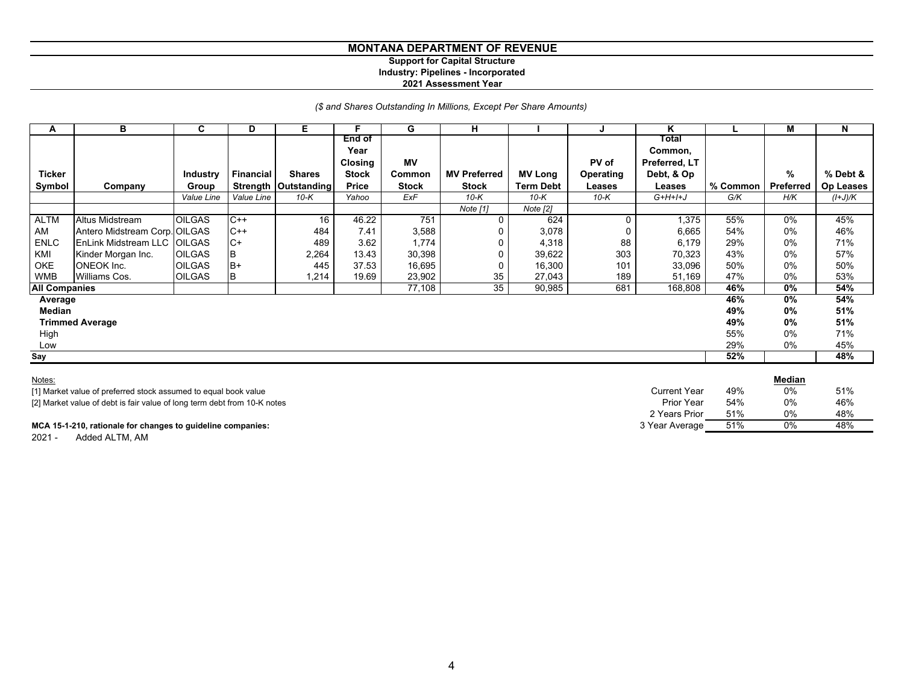# MONTANA DEPARTMENT OF REVENUE

**Support for Capital Structure**
**Industry: Pipelines - Incorporated**
**2021 Assessment Year**

*($ and Shares Outstanding In Millions, Except Per Share Amounts)*

| A | B | C | D | E | F | G | H | I | J | K | L | M | N |
|---|---|---|---|---|---|---|---|---|---|---|---|---|---|
| Ticker Symbol | Company | Industry Group | Financial Strength | Shares Outstanding | End of Year Closing Stock Price | MV Common Stock | MV Preferred Stock | MV Long Term Debt | PV of Operating Leases | Total Common, Preferred, LT Debt, & Op Leases | % Common | % Preferred | % Debt & Op Leases |
| | | *Value Line* | *Value Line* | *10-K* | *Yahoo* | *ExF* | *10-K* | *10-K* | *10-K* | *G+H+I+J* | *G/K* | *H/K* | *(I+J)/K* |
| | | | | | | | *Note [1]* | *Note [2]* | | | | | |
| ALTM | Altus Midstream | OILGAS | C++ | 16 | 46.22 | 751 | 0 | 624 | 0 | 1,375 | 55% | 0% | 45% |
| AM | Antero Midstream Corp. | OILGAS | C++ | 484 | 7.41 | 3,588 | 0 | 3,078 | 0 | 6,665 | 54% | 0% | 46% |
| ENLC | EnLink Midstream LLC | OILGAS | C+ | 489 | 3.62 | 1,774 | 0 | 4,318 | 88 | 6,179 | 29% | 0% | 71% |
| KMI | Kinder Morgan Inc. | OILGAS | B | 2,264 | 13.43 | 30,398 | 0 | 39,622 | 303 | 70,323 | 43% | 0% | 57% |
| OKE | ONEOK Inc. | OILGAS | B+ | 445 | 37.53 | 16,695 | 0 | 16,300 | 101 | 33,096 | 50% | 0% | 50% |
| WMB | Williams Cos. | OILGAS | B | 1,214 | 19.69 | 23,902 | 35 | 27,043 | 189 | 51,169 | 47% | 0% | 53% |
| **All Companies** | | | | | | 77,108 | 35 | 90,985 | 681 | 168,808 | **46%** | **0%** | **54%** |
| **Average** | | | | | | | | | | | **46%** | **0%** | **54%** |
| **Median** | | | | | | | | | | | **49%** | **0%** | **51%** |
| **Trimmed Average** | | | | | | | | | | | **49%** | **0%** | **51%** |
| High | | | | | | | | | | | 55% | 0% | 71% |
| Low | | | | | | | | | | | 29% | 0% | 45% |
| **Say** | | | | | | | | | | | **52%** | | **48%** |

| | | **Median** | |
|---|---|---|---|
| Current Year | 49% | 0% | 51% |
| Prior Year | 54% | 0% | 46% |
| 2 Years Prior | 51% | 0% | 48% |
| 3 Year Average | 51% | 0% | 48% |

Notes:

[1] Market value of preferred stock assumed to equal book value

[2] Market value of debt is fair value of long term debt from 10-K notes

**MCA 15-1-210, rationale for changes to guideline companies:**

2021 - Added ALTM, AM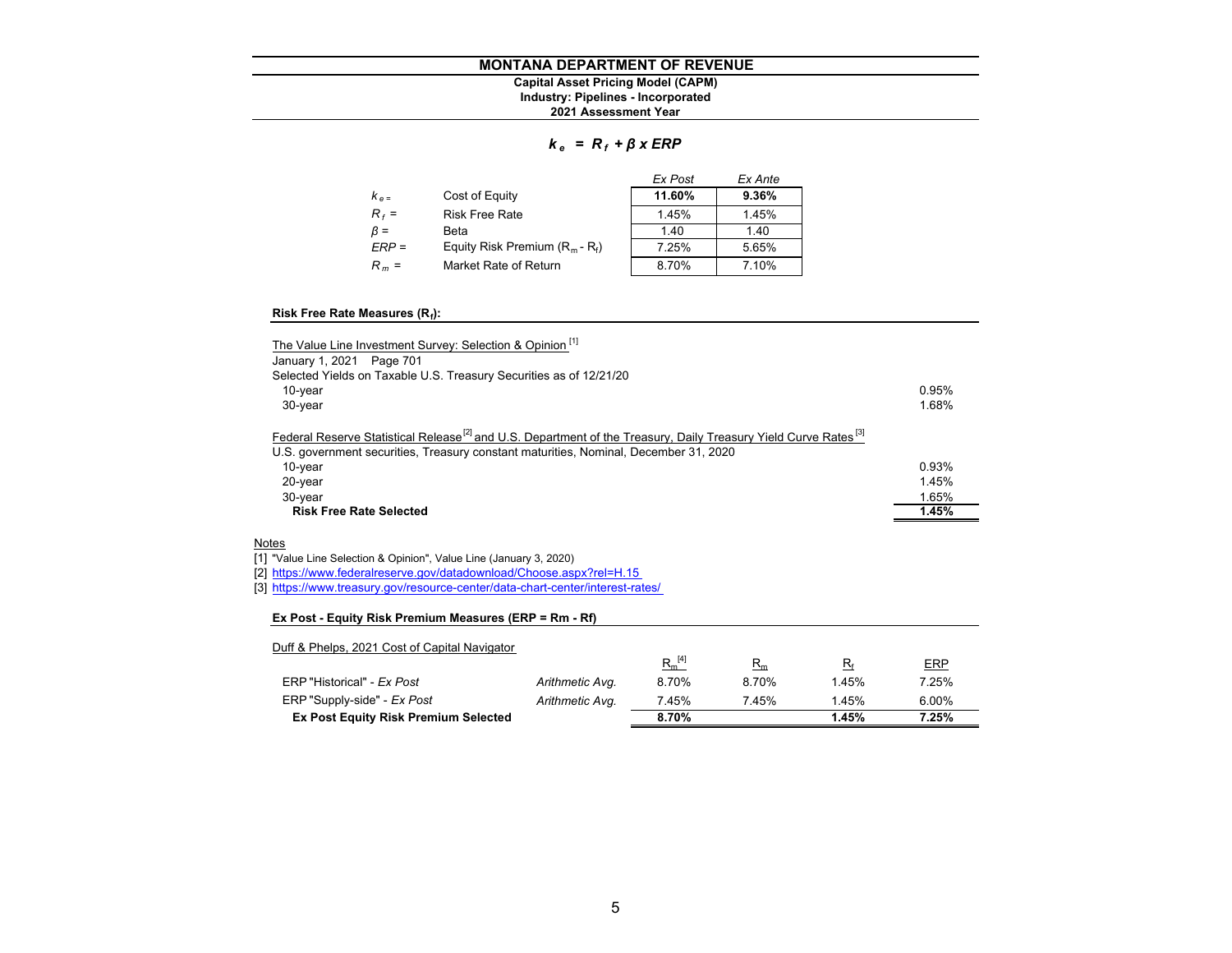# MONTANA DEPARTMENT OF REVENUE

**Capital Asset Pricing Model (CAPM)**
**Industry: Pipelines - Incorporated**
**2021 Assessment Year**

$$k_e = R_f + \beta \times ERP$$

| | | Ex Post | Ex Ante |
|---|---|---|---|
| $k_e$ = | Cost of Equity | **11.60%** | **9.36%** |
| $R_f$ = | Risk Free Rate | 1.45% | 1.45% |
| $\beta$ = | Beta | 1.40 | 1.40 |
| $ERP$ = | Equity Risk Premium ($R_m$ - $R_f$) | 7.25% | 5.65% |
| $R_m$ = | Market Rate of Return | 8.70% | 7.10% |

**Risk Free Rate Measures ($R_f$):**

| | |
|---|---|
| The Value Line Investment Survey: Selection & Opinion [1] | |
| January 1, 2021 Page 701 | |
| Selected Yields on Taxable U.S. Treasury Securities as of 12/21/20 | |
| 10-year | 0.95% |
| 30-year | 1.68% |
| | |
| Federal Reserve Statistical Release [2] and U.S. Department of the Treasury, Daily Treasury Yield Curve Rates [3] | |
| U.S. government securities, Treasury constant maturities, Nominal, December 31, 2020 | |
| 10-year | 0.93% |
| 20-year | 1.45% |
| 30-year | 1.65% |
| **Risk Free Rate Selected** | **1.45%** |

Notes

[1] "Value Line Selection & Opinion", Value Line (January 3, 2020)

[2] https://www.federalreserve.gov/datadownload/Choose.aspx?rel=H.15

[3] https://www.treasury.gov/resource-center/data-chart-center/interest-rates/

**Ex Post - Equity Risk Premium Measures (ERP = Rm - Rf)**

Duff & Phelps, 2021 Cost of Capital Navigator

| | | $R_m$ [4] | $R_m$ | $R_f$ | ERP |
|---|---|---|---|---|---|
| ERP "Historical" - *Ex Post* | *Arithmetic Avg.* | 8.70% | 8.70% | 1.45% | 7.25% |
| ERP "Supply-side" - *Ex Post* | *Arithmetic Avg.* | 7.45% | 7.45% | 1.45% | 6.00% |
| **Ex Post Equity Risk Premium Selected** | | **8.70%** | | **1.45%** | **7.25%** |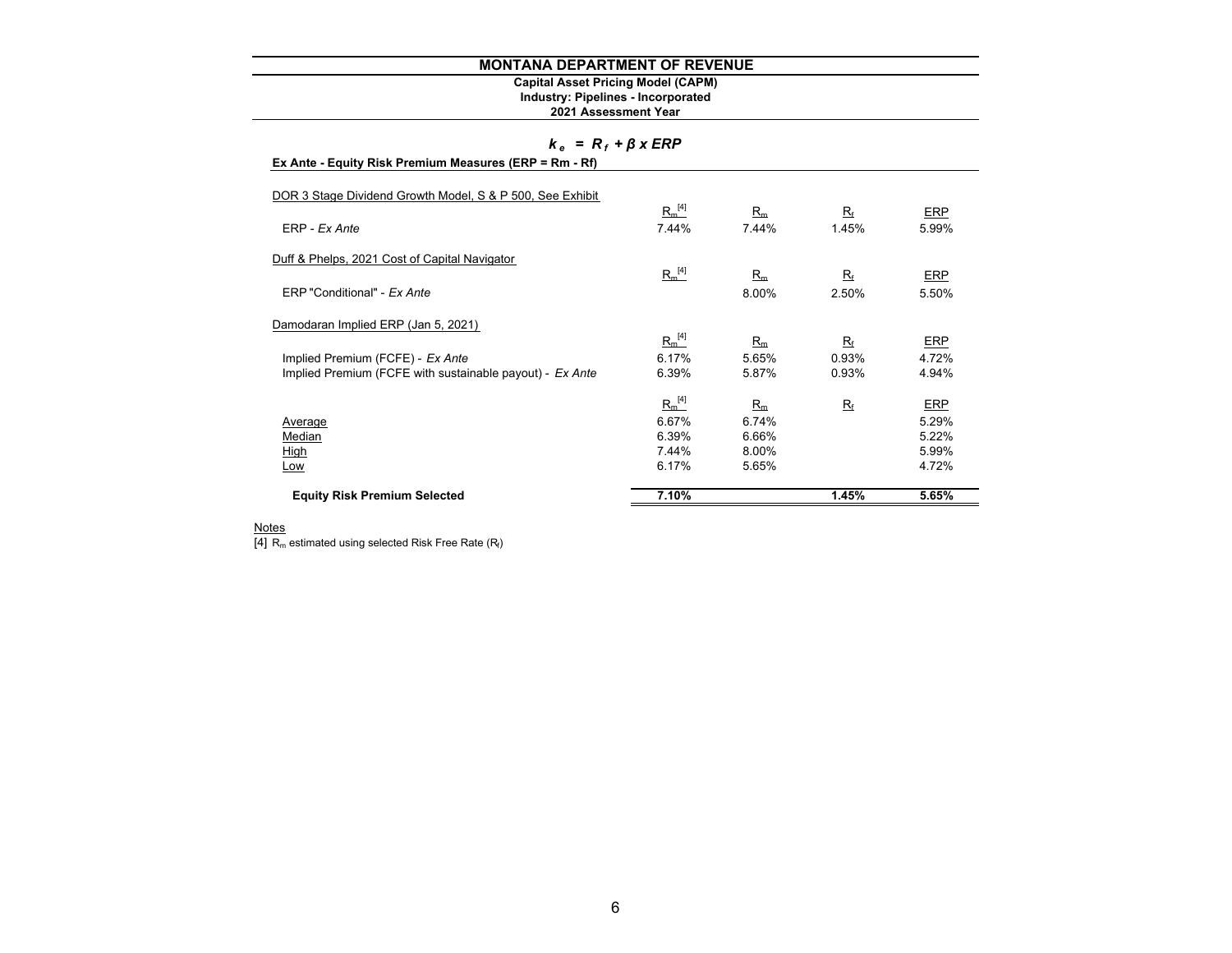# MONTANA DEPARTMENT OF REVENUE

**Capital Asset Pricing Model (CAPM)**
**Industry: Pipelines - Incorporated**
**2021 Assessment Year**

$$k_e = R_f + \beta \times ERP$$

**Ex Ante - Equity Risk Premium Measures (ERP = Rm - Rf)**

| | $R_m$ [4] | $R_m$ | $R_f$ | ERP |
|---|---|---|---|---|
| DOR 3 Stage Dividend Growth Model, S & P 500, See Exhibit | | | | |
| ERP - *Ex Ante* | 7.44% | 7.44% | 1.45% | 5.99% |
| Duff & Phelps, 2021 Cost of Capital Navigator | | | | |
| ERP "Conditional" - *Ex Ante* | | 8.00% | 2.50% | 5.50% |
| Damodaran Implied ERP (Jan 5, 2021) | | | | |
| Implied Premium (FCFE) - *Ex Ante* | 6.17% | 5.65% | 0.93% | 4.72% |
| Implied Premium (FCFE with sustainable payout) - *Ex Ante* | 6.39% | 5.87% | 0.93% | 4.94% |
| Average | 6.67% | 6.74% | | 5.29% |
| Median | 6.39% | 6.66% | | 5.22% |
| High | 7.44% | 8.00% | | 5.99% |
| Low | 6.17% | 5.65% | | 4.72% |
| **Equity Risk Premium Selected** | **7.10%** | | **1.45%** | **5.65%** |

Notes

[4] $R_m$ estimated using selected Risk Free Rate ($R_f$)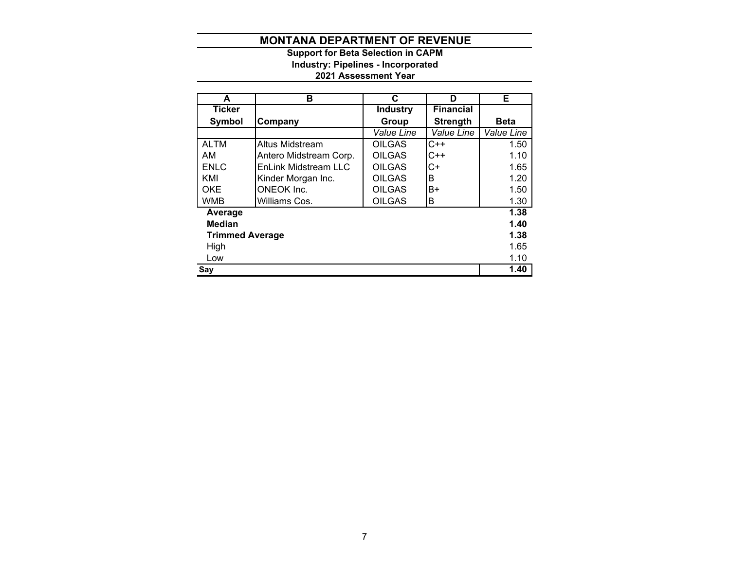# MONTANA DEPARTMENT OF REVENUE

### Support for Beta Selection in CAPM
### Industry: Pipelines - Incorporated
### 2021 Assessment Year

| A | B | C | D | E |
|---|---|---|---|---|
| **Ticker Symbol** | **Company** | **Industry Group** | **Financial Strength** | **Beta** |
| | | *Value Line* | *Value Line* | *Value Line* |
| ALTM | Altus Midstream | OILGAS | C++ | 1.50 |
| AM | Antero Midstream Corp. | OILGAS | C++ | 1.10 |
| ENLC | EnLink Midstream LLC | OILGAS | C+ | 1.65 |
| KMI | Kinder Morgan Inc. | OILGAS | B | 1.20 |
| OKE | ONEOK Inc. | OILGAS | B+ | 1.50 |
| WMB | Williams Cos. | OILGAS | B | 1.30 |
| **Average** | | | | **1.38** |
| **Median** | | | | **1.40** |
| **Trimmed Average** | | | | **1.38** |
| High | | | | 1.65 |
| Low | | | | 1.10 |
| **Say** | | | | **1.40** |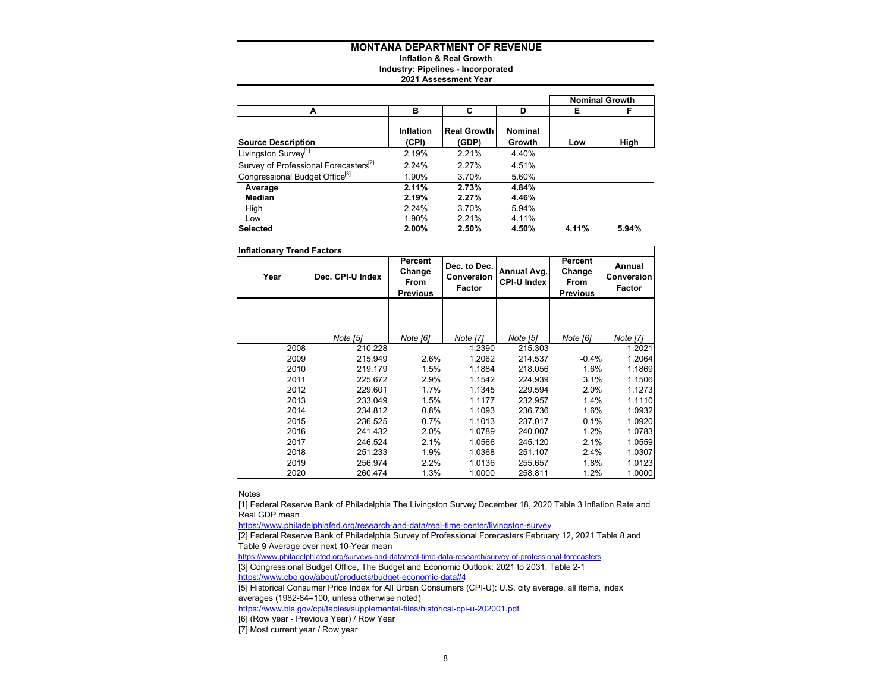# MONTANA DEPARTMENT OF REVENUE

**Inflation & Real Growth**
**Industry: Pipelines - Incorporated**
**2021 Assessment Year**

| | | | | Nominal Growth | |
|---|---|---|---|---|---|
| A | B | C | D | E | F |
| Source Description | Inflation (CPI) | Real Growth (GDP) | Nominal Growth | Low | High |
| Livingston Survey[1] | 2.19% | 2.21% | 4.40% | | |
| Survey of Professional Forecasters[2] | 2.24% | 2.27% | 4.51% | | |
| Congressional Budget Office[3] | 1.90% | 3.70% | 5.60% | | |
| **Average** | **2.11%** | **2.73%** | **4.84%** | | |
| **Median** | **2.19%** | **2.27%** | **4.46%** | | |
| High | 2.24% | 3.70% | 5.94% | | |
| Low | 1.90% | 2.21% | 4.11% | | |
| **Selected** | **2.00%** | **2.50%** | **4.50%** | **4.11%** | **5.94%** |

**Inflationary Trend Factors**

| Year | Dec. CPI-U Index | Percent Change From Previous | Dec. to Dec. Conversion Factor | Annual Avg. CPI-U Index | Percent Change From Previous | Annual Conversion Factor |
|---|---|---|---|---|---|---|
| | *Note [5]* | *Note [6]* | *Note [7]* | *Note [5]* | *Note [6]* | *Note [7]* |
| 2008 | 210.228 | | 1.2390 | 215.303 | | 1.2021 |
| 2009 | 215.949 | 2.6% | 1.2062 | 214.537 | -0.4% | 1.2064 |
| 2010 | 219.179 | 1.5% | 1.1884 | 218.056 | 1.6% | 1.1869 |
| 2011 | 225.672 | 2.9% | 1.1542 | 224.939 | 3.1% | 1.1506 |
| 2012 | 229.601 | 1.7% | 1.1345 | 229.594 | 2.0% | 1.1273 |
| 2013 | 233.049 | 1.5% | 1.1177 | 232.957 | 1.4% | 1.1110 |
| 2014 | 234.812 | 0.8% | 1.1093 | 236.736 | 1.6% | 1.0932 |
| 2015 | 236.525 | 0.7% | 1.1013 | 237.017 | 0.1% | 1.0920 |
| 2016 | 241.432 | 2.0% | 1.0789 | 240.007 | 1.2% | 1.0783 |
| 2017 | 246.524 | 2.1% | 1.0566 | 245.120 | 2.1% | 1.0559 |
| 2018 | 251.233 | 1.9% | 1.0368 | 251.107 | 2.4% | 1.0307 |
| 2019 | 256.974 | 2.2% | 1.0136 | 255.657 | 1.8% | 1.0123 |
| 2020 | 260.474 | 1.3% | 1.0000 | 258.811 | 1.2% | 1.0000 |

Notes

[1] Federal Reserve Bank of Philadelphia The Livingston Survey December 18, 2020 Table 3 Inflation Rate and Real GDP mean
https://www.philadelphiafed.org/research-and-data/real-time-center/livingston-survey

[2] Federal Reserve Bank of Philadelphia Survey of Professional Forecasters February 12, 2021 Table 8 and Table 9 Average over next 10-Year mean
https://www.philadelphiafed.org/surveys-and-data/real-time-data-research/survey-of-professional-forecasters

[3] Congressional Budget Office, The Budget and Economic Outlook: 2021 to 2031, Table 2-1
https://www.cbo.gov/about/products/budget-economic-data#4

[5] Historical Consumer Price Index for All Urban Consumers (CPI-U): U.S. city average, all items, index averages (1982-84=100, unless otherwise noted)
https://www.bls.gov/cpi/tables/supplemental-files/historical-cpi-u-202001.pdf

[6] (Row year - Previous Year) / Row Year

[7] Most current year / Row year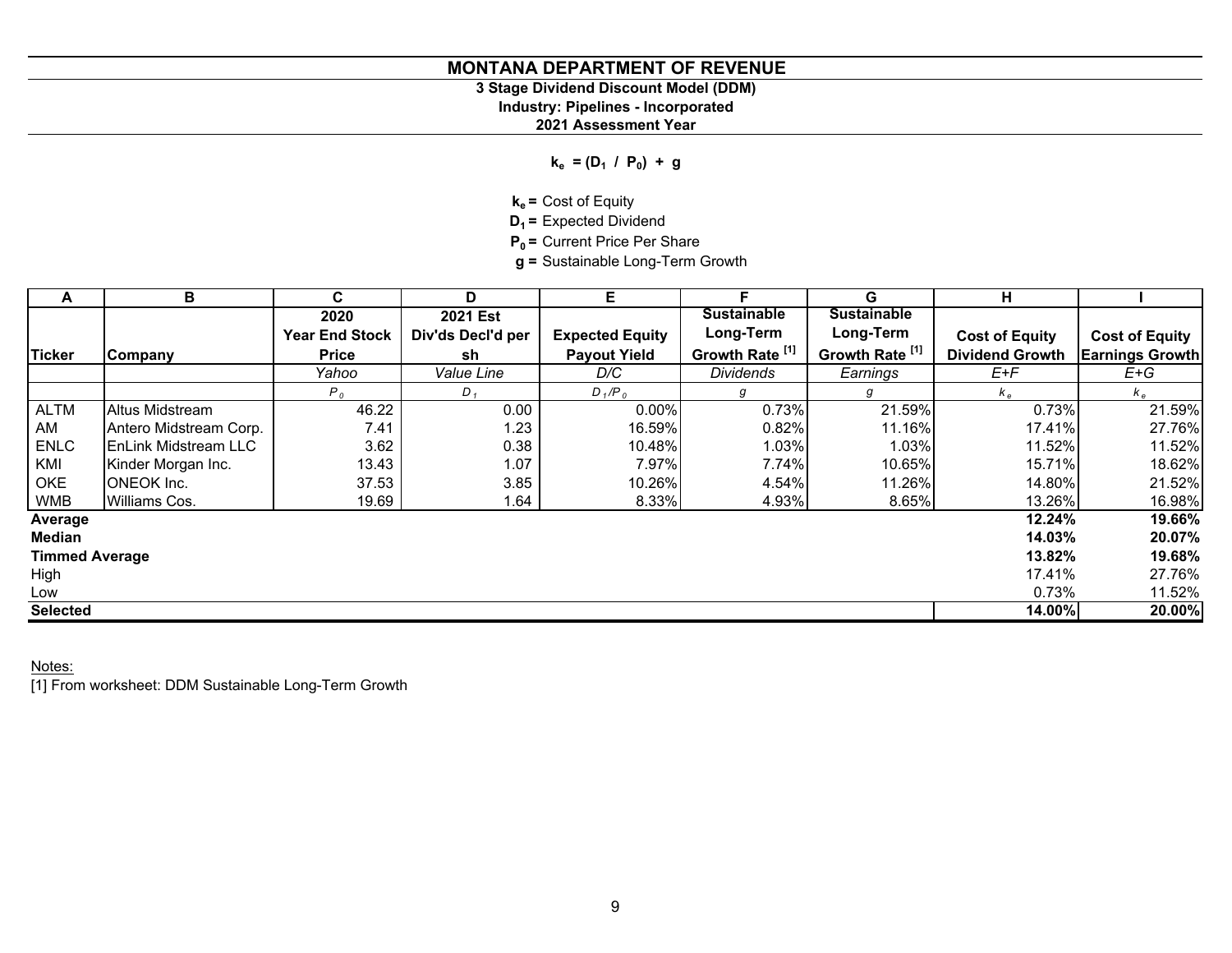# MONTANA DEPARTMENT OF REVENUE

### 3 Stage Dividend Discount Model (DDM)

### Industry: Pipelines - Incorporated

### 2021 Assessment Year

$$k_e = (D_1 \;/\; P_0) + g$$

**$k_e$ =** Cost of Equity
**$D_1$ =** Expected Dividend
**$P_0$ =** Current Price Per Share
**g =** Sustainable Long-Term Growth

| A | B | C | D | E | F | G | H | I |
|---|---|---|---|---|---|---|---|---|
| **Ticker** | **Company** | **2020 Year End Stock Price** | **2021 Est Div's Decl'd per sh** | **Expected Equity Payout Yield** | **Sustainable Long-Term Growth Rate [1]** | **Sustainable Long-Term Growth Rate [1]** | **Cost of Equity Dividend Growth** | **Cost of Equity Earnings Growth** |
| | | *Yahoo* | *Value Line* | *D/C* | *Dividends* | *Earnings* | *E+F* | *E+G* |
| | | $P_0$ | $D_1$ | $D_1/P_0$ | *g* | *g* | $k_e$ | $k_e$ |
| ALTM | Altus Midstream | 46.22 | 0.00 | 0.00% | 0.73% | 21.59% | 0.73% | 21.59% |
| AM | Antero Midstream Corp. | 7.41 | 1.23 | 16.59% | 0.82% | 11.16% | 17.41% | 27.76% |
| ENLC | EnLink Midstream LLC | 3.62 | 0.38 | 10.48% | 1.03% | 1.03% | 11.52% | 11.52% |
| KMI | Kinder Morgan Inc. | 13.43 | 1.07 | 7.97% | 7.74% | 10.65% | 15.71% | 18.62% |
| OKE | ONEOK Inc. | 37.53 | 3.85 | 10.26% | 4.54% | 11.26% | 14.80% | 21.52% |
| WMB | Williams Cos. | 19.69 | 1.64 | 8.33% | 4.93% | 8.65% | 13.26% | 16.98% |
| **Average** | | | | | | | **12.24%** | **19.66%** |
| **Median** | | | | | | | **14.03%** | **20.07%** |
| **Timmed Average** | | | | | | | **13.82%** | **19.68%** |
| High | | | | | | | 17.41% | 27.76% |
| Low | | | | | | | 0.73% | 11.52% |
| **Selected** | | | | | | | **14.00%** | **20.00%** |

Notes:
[1] From worksheet: DDM Sustainable Long-Term Growth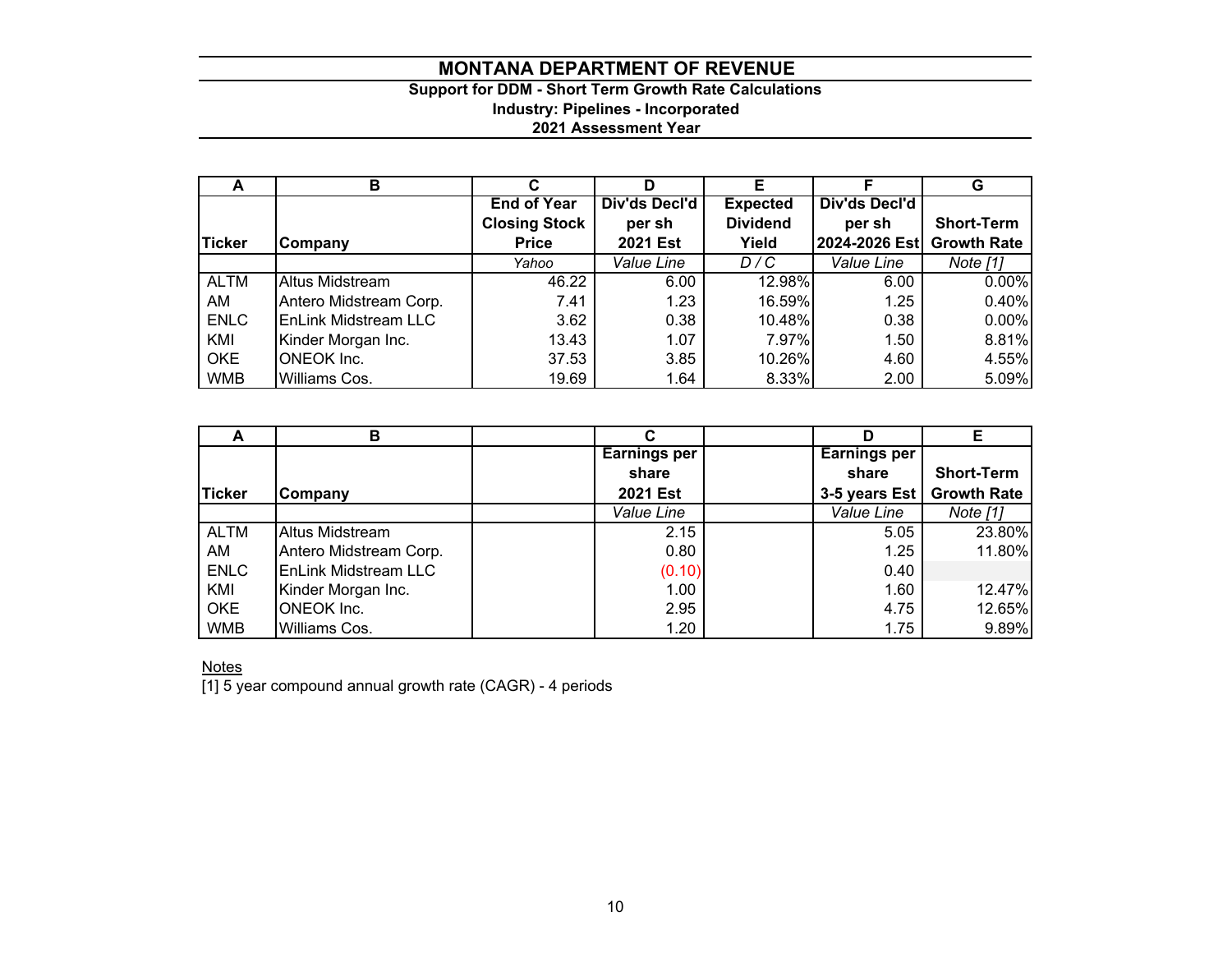# MONTANA DEPARTMENT OF REVENUE

**Support for DDM - Short Term Growth Rate Calculations**
**Industry: Pipelines - Incorporated**
**2021 Assessment Year**

| A | B | C | D | E | F | G |
|---|---|---|---|---|---|---|
| **Ticker** | **Company** | **End of Year Closing Stock Price** | **Div'ds Decl'd per sh 2021 Est** | **Expected Dividend Yield** | **Div'ds Decl'd per sh 2024-2026 Est** | **Short-Term Growth Rate** |
| | | *Yahoo* | *Value Line* | *D / C* | *Value Line* | *Note [1]* |
| ALTM | Altus Midstream | 46.22 | 6.00 | 12.98% | 6.00 | 0.00% |
| AM | Antero Midstream Corp. | 7.41 | 1.23 | 16.59% | 1.25 | 0.40% |
| ENLC | EnLink Midstream LLC | 3.62 | 0.38 | 10.48% | 0.38 | 0.00% |
| KMI | Kinder Morgan Inc. | 13.43 | 1.07 | 7.97% | 1.50 | 8.81% |
| OKE | ONEOK Inc. | 37.53 | 3.85 | 10.26% | 4.60 | 4.55% |
| WMB | Williams Cos. | 19.69 | 1.64 | 8.33% | 2.00 | 5.09% |

| A | B | | C | | D | E |
|---|---|---|---|---|---|---|
| **Ticker** | **Company** | | **Earnings per share 2021 Est** | | **Earnings per share 3-5 years Est** | **Short-Term Growth Rate** |
| | | | *Value Line* | | *Value Line* | *Note [1]* |
| ALTM | Altus Midstream | | 2.15 | | 5.05 | 23.80% |
| AM | Antero Midstream Corp. | | 0.80 | | 1.25 | 11.80% |
| ENLC | EnLink Midstream LLC | | (0.10) | | 0.40 | |
| KMI | Kinder Morgan Inc. | | 1.00 | | 1.60 | 12.47% |
| OKE | ONEOK Inc. | | 2.95 | | 4.75 | 12.65% |
| WMB | Williams Cos. | | 1.20 | | 1.75 | 9.89% |

Notes

[1] 5 year compound annual growth rate (CAGR) - 4 periods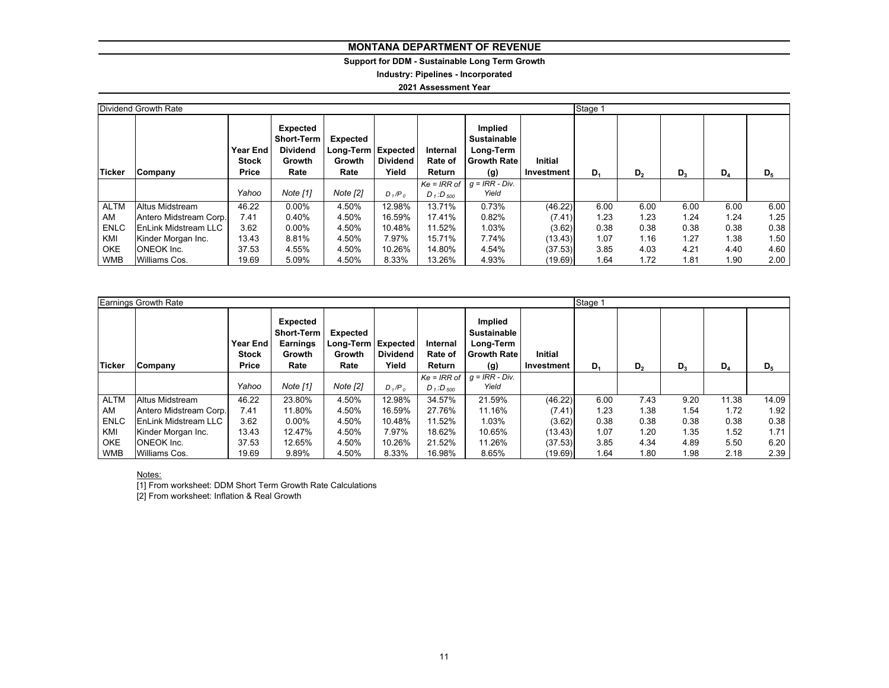# MONTANA DEPARTMENT OF REVENUE

**Support for DDM - Sustainable Long Term Growth**

**Industry: Pipelines - Incorporated**

**2021 Assessment Year**

| Dividend Growth Rate | | | | | | | | | Stage 1 | | | | |
|---|---|---|---|---|---|---|---|---|---|---|---|---|---|
| **Ticker** | **Company** | **Year End Stock Price** | **Expected Short-Term Dividend Growth Rate** | **Expected Long-Term Growth Rate** | **Expected Dividend Yield** | **Internal Rate of Return** | **Implied Sustainable Long-Term Growth Rate (g)** | **Initial Investment** | **$D_1$** | **$D_2$** | **$D_3$** | **$D_4$** | **$D_5$** |
| | | *Yahoo* | *Note [1]* | *Note [2]* | $D_1/P_0$ | *Ke = IRR of* $D_1:D_{500}$ | *g = IRR - Div. Yield* | | | | | | |
| ALTM | Altus Midstream | 46.22 | 0.00% | 4.50% | 12.98% | 13.71% | 0.73% | (46.22) | 6.00 | 6.00 | 6.00 | 6.00 | 6.00 |
| AM | Antero Midstream Corp. | 7.41 | 0.40% | 4.50% | 16.59% | 17.41% | 0.82% | (7.41) | 1.23 | 1.23 | 1.24 | 1.24 | 1.25 |
| ENLC | EnLink Midstream LLC | 3.62 | 0.00% | 4.50% | 10.48% | 11.52% | 1.03% | (3.62) | 0.38 | 0.38 | 0.38 | 0.38 | 0.38 |
| KMI | Kinder Morgan Inc. | 13.43 | 8.81% | 4.50% | 7.97% | 15.71% | 7.74% | (13.43) | 1.07 | 1.16 | 1.27 | 1.38 | 1.50 |
| OKE | ONEOK Inc. | 37.53 | 4.55% | 4.50% | 10.26% | 14.80% | 4.54% | (37.53) | 3.85 | 4.03 | 4.21 | 4.40 | 4.60 |
| WMB | Williams Cos. | 19.69 | 5.09% | 4.50% | 8.33% | 13.26% | 4.93% | (19.69) | 1.64 | 1.72 | 1.81 | 1.90 | 2.00 |

| Earnings Growth Rate | | | | | | | | | Stage 1 | | | | |
|---|---|---|---|---|---|---|---|---|---|---|---|---|---|
| **Ticker** | **Company** | **Year End Stock Price** | **Expected Short-Term Earnings Growth Rate** | **Expected Long-Term Growth Rate** | **Expected Dividend Yield** | **Internal Rate of Return** | **Implied Sustainable Long-Term Growth Rate (g)** | **Initial Investment** | **$D_1$** | **$D_2$** | **$D_3$** | **$D_4$** | **$D_5$** |
| | | *Yahoo* | *Note [1]* | *Note [2]* | $D_1/P_0$ | *Ke = IRR of* $D_1:D_{500}$ | *g = IRR - Div. Yield* | | | | | | |
| ALTM | Altus Midstream | 46.22 | 23.80% | 4.50% | 12.98% | 34.57% | 21.59% | (46.22) | 6.00 | 7.43 | 9.20 | 11.38 | 14.09 |
| AM | Antero Midstream Corp. | 7.41 | 11.80% | 4.50% | 16.59% | 27.76% | 11.16% | (7.41) | 1.23 | 1.38 | 1.54 | 1.72 | 1.92 |
| ENLC | EnLink Midstream LLC | 3.62 | 0.00% | 4.50% | 10.48% | 11.52% | 1.03% | (3.62) | 0.38 | 0.38 | 0.38 | 0.38 | 0.38 |
| KMI | Kinder Morgan Inc. | 13.43 | 12.47% | 4.50% | 7.97% | 18.62% | 10.65% | (13.43) | 1.07 | 1.20 | 1.35 | 1.52 | 1.71 |
| OKE | ONEOK Inc. | 37.53 | 12.65% | 4.50% | 10.26% | 21.52% | 11.26% | (37.53) | 3.85 | 4.34 | 4.89 | 5.50 | 6.20 |
| WMB | Williams Cos. | 19.69 | 9.89% | 4.50% | 8.33% | 16.98% | 8.65% | (19.69) | 1.64 | 1.80 | 1.98 | 2.18 | 2.39 |

Notes:

[1] From worksheet: DDM Short Term Growth Rate Calculations

[2] From worksheet: Inflation & Real Growth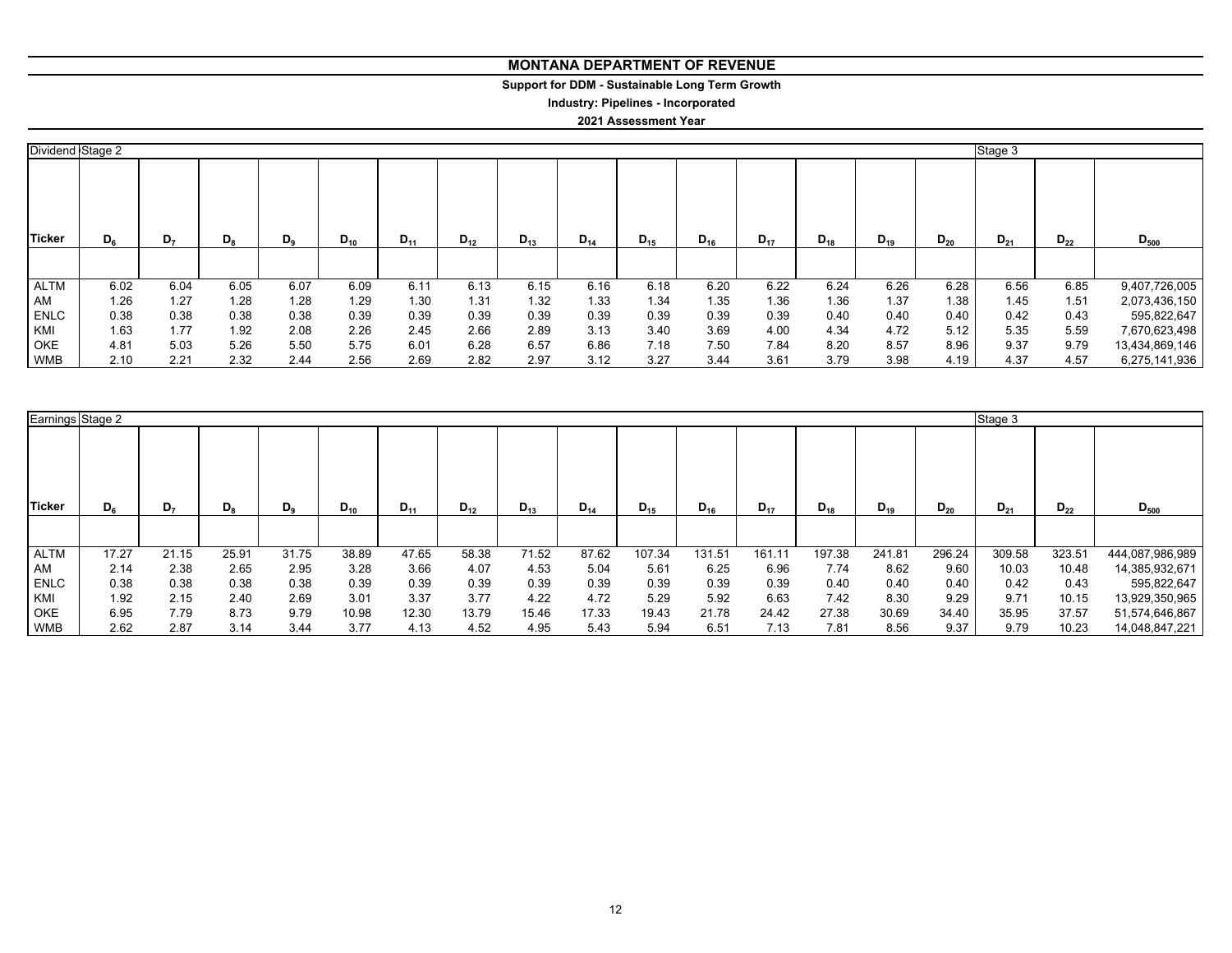# MONTANA DEPARTMENT OF REVENUE

**Support for DDM - Sustainable Long Term Growth**

**Industry: Pipelines - Incorporated**

**2021 Assessment Year**

| Dividend | Stage 2 | | | | | | | | | | | | | | | Stage 3 | | |
|---|---|---|---|---|---|---|---|---|---|---|---|---|---|---|---|---|---|---|
| **Ticker** | $D_6$ | $D_7$ | $D_8$ | $D_9$ | $D_{10}$ | $D_{11}$ | $D_{12}$ | $D_{13}$ | $D_{14}$ | $D_{15}$ | $D_{16}$ | $D_{17}$ | $D_{18}$ | $D_{19}$ | $D_{20}$ | $D_{21}$ | $D_{22}$ | $D_{500}$ |
| ALTM | 6.02 | 6.04 | 6.05 | 6.07 | 6.09 | 6.11 | 6.13 | 6.15 | 6.16 | 6.18 | 6.20 | 6.22 | 6.24 | 6.26 | 6.28 | 6.56 | 6.85 | 9,407,726,005 |
| AM | 1.26 | 1.27 | 1.28 | 1.28 | 1.29 | 1.30 | 1.31 | 1.32 | 1.33 | 1.34 | 1.35 | 1.36 | 1.36 | 1.37 | 1.38 | 1.45 | 1.51 | 2,073,436,150 |
| ENLC | 0.38 | 0.38 | 0.38 | 0.38 | 0.39 | 0.39 | 0.39 | 0.39 | 0.39 | 0.39 | 0.39 | 0.39 | 0.40 | 0.40 | 0.40 | 0.42 | 0.43 | 595,822,647 |
| KMI | 1.63 | 1.77 | 1.92 | 2.08 | 2.26 | 2.45 | 2.66 | 2.89 | 3.13 | 3.40 | 3.69 | 4.00 | 4.34 | 4.72 | 5.12 | 5.35 | 5.59 | 7,670,623,498 |
| OKE | 4.81 | 5.03 | 5.26 | 5.50 | 5.75 | 6.01 | 6.28 | 6.57 | 6.86 | 7.18 | 7.50 | 7.84 | 8.20 | 8.57 | 8.96 | 9.37 | 9.79 | 13,434,869,146 |
| WMB | 2.10 | 2.21 | 2.32 | 2.44 | 2.56 | 2.69 | 2.82 | 2.97 | 3.12 | 3.27 | 3.44 | 3.61 | 3.79 | 3.98 | 4.19 | 4.37 | 4.57 | 6,275,141,936 |

| Earnings | Stage 2 | | | | | | | | | | | | | | | Stage 3 | | |
|---|---|---|---|---|---|---|---|---|---|---|---|---|---|---|---|---|---|---|
| **Ticker** | $D_6$ | $D_7$ | $D_8$ | $D_9$ | $D_{10}$ | $D_{11}$ | $D_{12}$ | $D_{13}$ | $D_{14}$ | $D_{15}$ | $D_{16}$ | $D_{17}$ | $D_{18}$ | $D_{19}$ | $D_{20}$ | $D_{21}$ | $D_{22}$ | $D_{500}$ |
| ALTM | 17.27 | 21.15 | 25.91 | 31.75 | 38.89 | 47.65 | 58.38 | 71.52 | 87.62 | 107.34 | 131.51 | 161.11 | 197.38 | 241.81 | 296.24 | 309.58 | 323.51 | 444,087,986,989 |
| AM | 2.14 | 2.38 | 2.65 | 2.95 | 3.28 | 3.66 | 4.07 | 4.53 | 5.04 | 5.61 | 6.25 | 6.96 | 7.74 | 8.62 | 9.60 | 10.03 | 10.48 | 14,385,932,671 |
| ENLC | 0.38 | 0.38 | 0.38 | 0.38 | 0.39 | 0.39 | 0.39 | 0.39 | 0.39 | 0.39 | 0.39 | 0.39 | 0.40 | 0.40 | 0.40 | 0.42 | 0.43 | 595,822,647 |
| KMI | 1.92 | 2.15 | 2.40 | 2.69 | 3.01 | 3.37 | 3.77 | 4.22 | 4.72 | 5.29 | 5.92 | 6.63 | 7.42 | 8.30 | 9.29 | 9.71 | 10.15 | 13,929,350,965 |
| OKE | 6.95 | 7.79 | 8.73 | 9.79 | 10.98 | 12.30 | 13.79 | 15.46 | 17.33 | 19.43 | 21.78 | 24.42 | 27.38 | 30.69 | 34.40 | 35.95 | 37.57 | 51,574,646,867 |
| WMB | 2.62 | 2.87 | 3.14 | 3.44 | 3.77 | 4.13 | 4.52 | 4.95 | 5.43 | 5.94 | 6.51 | 7.13 | 7.81 | 8.56 | 9.37 | 9.79 | 10.23 | 14,048,847,221 |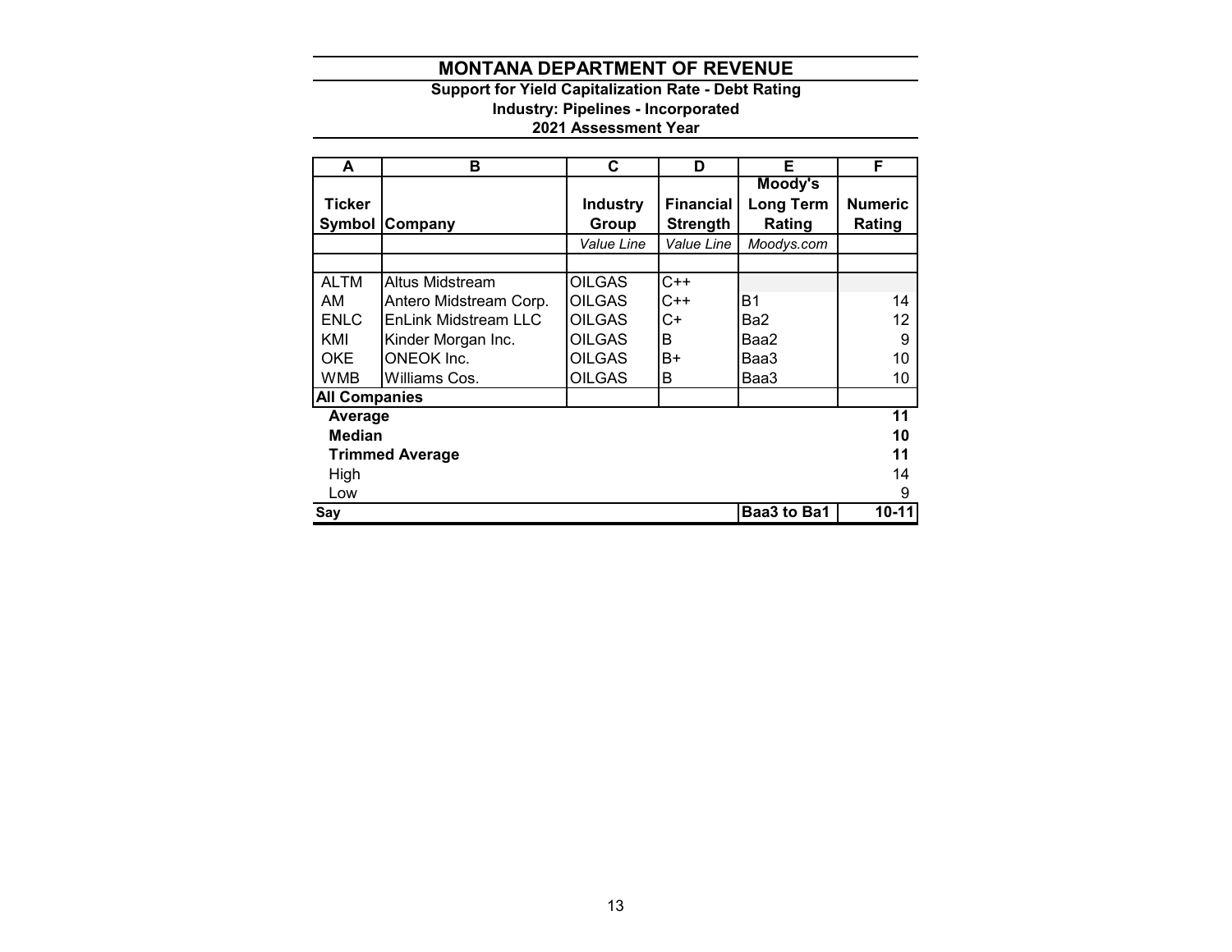# MONTANA DEPARTMENT OF REVENUE

**Support for Yield Capitalization Rate - Debt Rating**

**Industry: Pipelines - Incorporated**

**2021 Assessment Year**

| A | B | C | D | E | F |
|---|---|---|---|---|---|
| **Ticker Symbol** | **Company** | **Industry Group** | **Financial Strength** | **Moody's Long Term Rating** | **Numeric Rating** |
| | | *Value Line* | *Value Line* | *Moodys.com* | |
| | | | | | |
| ALTM | Altus Midstream | OILGAS | C++ | | |
| AM | Antero Midstream Corp. | OILGAS | C++ | B1 | 14 |
| ENLC | EnLink Midstream LLC | OILGAS | C+ | Ba2 | 12 |
| KMI | Kinder Morgan Inc. | OILGAS | B | Baa2 | 9 |
| OKE | ONEOK Inc. | OILGAS | B+ | Baa3 | 10 |
| WMB | Williams Cos. | OILGAS | B | Baa3 | 10 |
| **All Companies** | | | | | |
| **Average** | | | | | **11** |
| **Median** | | | | | **10** |
| **Trimmed Average** | | | | | **11** |
| High | | | | | 14 |
| Low | | | | | 9 |
| **Say** | | | | **Baa3 to Ba1** | **10-11** |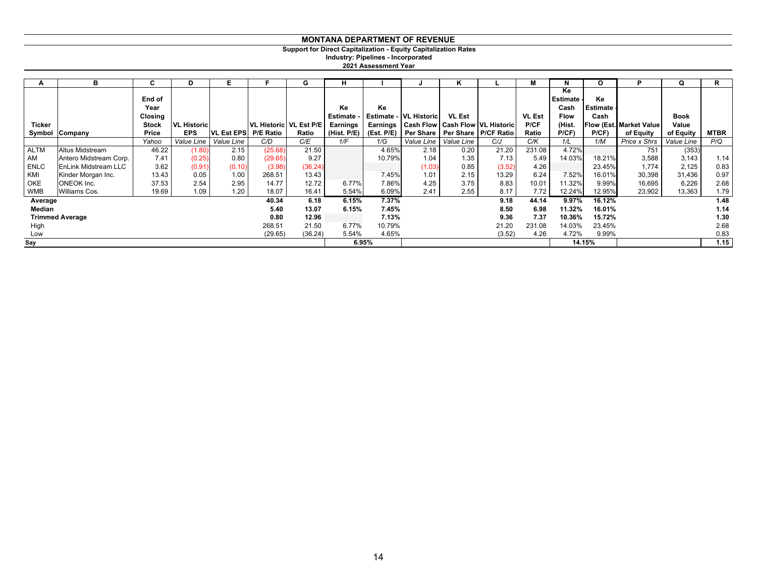**MONTANA DEPARTMENT OF REVENUE**

**Support for Direct Capitalization - Equity Capitalization Rates**

**Industry: Pipelines - Incorporated**

**2021 Assessment Year**

| A | B | C | D | E | F | G | H | I | J | K | L | M | N | O | P | Q | R |
|---|---|---|---|---|---|---|---|---|---|---|---|---|---|---|---|---|---|
| Ticker Symbol | Company | End of Year Closing Stock Price | VL Historic EPS | VL Est EPS | VL Historic P/E Ratio | VL Est P/E Ratio | Ke Estimate - Earnings (Hist. P/E) | Ke Estimate - Earnings (Est. P/E) | VL Historic Cash Flow Per Share | VL Est Cash Flow Per Share | VL Historic P/CF Ratio | VL Est P/CF Ratio | Ke Estimate - Cash Flow (Hist. P/CF) | Ke Estimate - Cash Flow (Est. P/CF) | Market Value of Equity | Book Value of Equity | MTBR |
| | | Yahoo | Value Line | Value Line | C/D | C/E | 1/F | 1/G | Value Line | Value Line | C/J | C/K | 1/L | 1/M | Price x Shrs | Value Line | P/Q |
| ALTM | Altus Midstream | 46.22 | (1.80) | 2.15 | (25.68) | 21.50 | | 4.65% | 2.18 | 0.20 | 21.20 | 231.08 | 4.72% | | 751 | (353) | |
| AM | Antero Midstream Corp. | 7.41 | (0.25) | 0.80 | (29.65) | 9.27 | | 10.79% | 1.04 | 1.35 | 7.13 | 5.49 | 14.03% | 18.21% | 3,588 | 3,143 | 1.14 |
| ENLC | EnLink Midstream LLC | 3.62 | (0.91) | (0.10) | (3.98) | (36.24) | | | (1.03) | 0.85 | (3.52) | 4.26 | | 23.45% | 1,774 | 2,125 | 0.83 |
| KMI | Kinder Morgan Inc. | 13.43 | 0.05 | 1.00 | 268.51 | 13.43 | | 7.45% | 1.01 | 2.15 | 13.29 | 6.24 | 7.52% | 16.01% | 30,398 | 31,436 | 0.97 |
| OKE | ONEOK Inc. | 37.53 | 2.54 | 2.95 | 14.77 | 12.72 | 6.77% | 7.86% | 4.25 | 3.75 | 8.83 | 10.01 | 11.32% | 9.99% | 16,695 | 6,226 | 2.68 |
| WMB | Williams Cos. | 19.69 | 1.09 | 1.20 | 18.07 | 16.41 | 5.54% | 6.09% | 2.41 | 2.55 | 8.17 | 7.72 | 12.24% | 12.95% | 23,902 | 13,363 | 1.79 |
| **Average** | | | | | **40.34** | **6.18** | **6.15%** | **7.37%** | | | **9.18** | **44.14** | **9.97%** | **16.12%** | | | **1.48** |
| **Median** | | | | | **5.40** | **13.07** | **6.15%** | **7.45%** | | | **8.50** | **6.98** | **11.32%** | **16.01%** | | | **1.14** |
| **Trimmed Average** | | | | | **0.80** | **12.96** | | **7.13%** | | | **9.36** | **7.37** | **10.36%** | **15.72%** | | | **1.30** |
| High | | | | | 268.51 | 21.50 | 6.77% | 10.79% | | | 21.20 | 231.08 | 14.03% | 23.45% | | | 2.68 |
| Low | | | | | (29.65) | (36.24) | 5.54% | 4.65% | | | (3.52) | 4.26 | 4.72% | 9.99% | | | 0.83 |
| **Say** | | | | | | | **6.95%** | | | | | | **14.15%** | | | | **1.15** |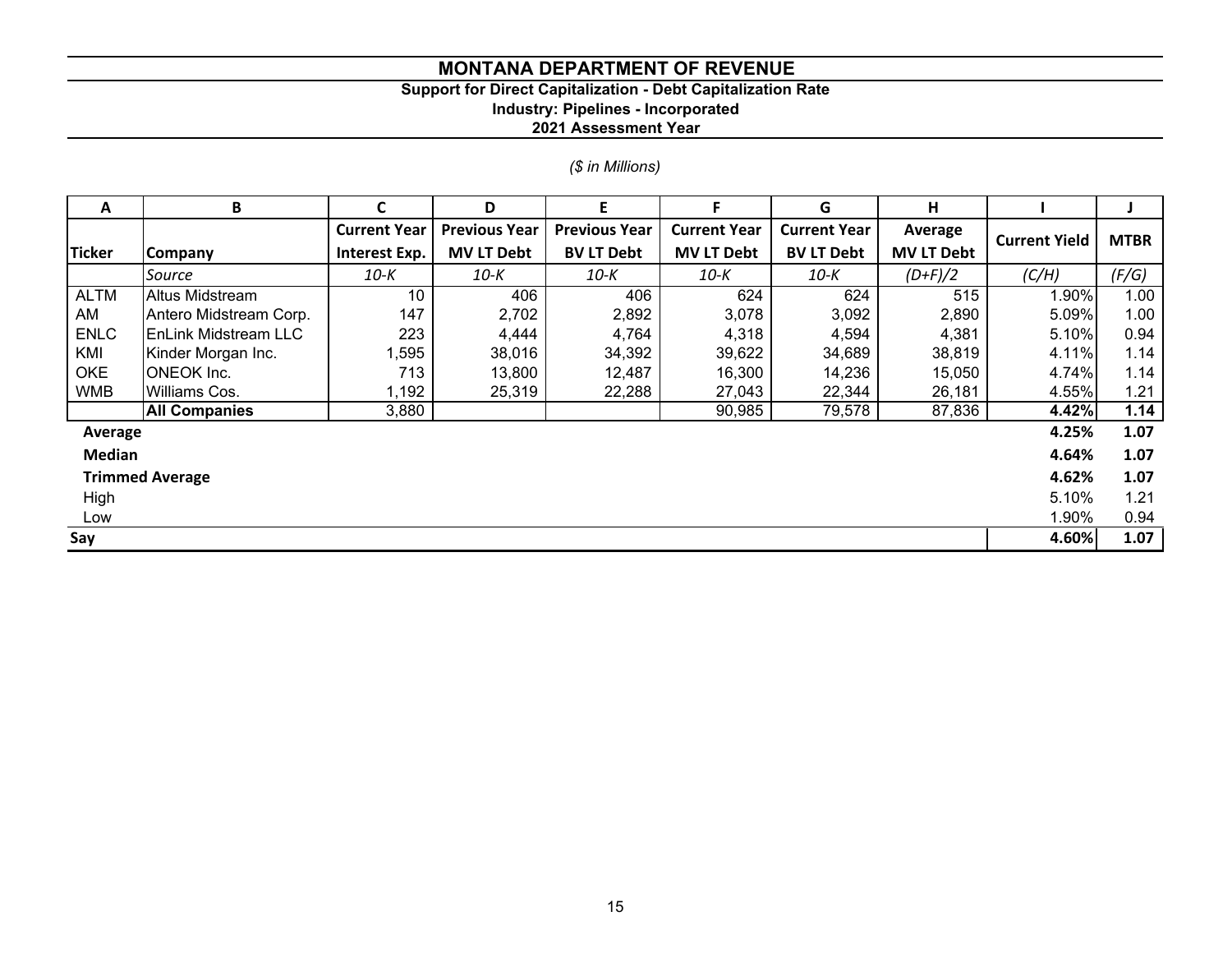# MONTANA DEPARTMENT OF REVENUE

## Support for Direct Capitalization - Debt Capitalization Rate

### Industry: Pipelines - Incorporated

### 2021 Assessment Year

*($ in Millions)*

| A | B | C | D | E | F | G | H | I | J |
|---|---|---|---|---|---|---|---|---|---|
| **Ticker** | **Company** | **Current Year Interest Exp.** | **Previous Year MV LT Debt** | **Previous Year BV LT Debt** | **Current Year MV LT Debt** | **Current Year BV LT Debt** | **Average MV LT Debt** | **Current Yield** | **MTBR** |
| | *Source* | *10-K* | *10-K* | *10-K* | *10-K* | *10-K* | *(D+F)/2* | *(C/H)* | *(F/G)* |
| ALTM | Altus Midstream | 10 | 406 | 406 | 624 | 624 | 515 | 1.90% | 1.00 |
| AM | Antero Midstream Corp. | 147 | 2,702 | 2,892 | 3,078 | 3,092 | 2,890 | 5.09% | 1.00 |
| ENLC | EnLink Midstream LLC | 223 | 4,444 | 4,764 | 4,318 | 4,594 | 4,381 | 5.10% | 0.94 |
| KMI | Kinder Morgan Inc. | 1,595 | 38,016 | 34,392 | 39,622 | 34,689 | 38,819 | 4.11% | 1.14 |
| OKE | ONEOK Inc. | 713 | 13,800 | 12,487 | 16,300 | 14,236 | 15,050 | 4.74% | 1.14 |
| WMB | Williams Cos. | 1,192 | 25,319 | 22,288 | 27,043 | 22,344 | 26,181 | 4.55% | 1.21 |
| | **All Companies** | 3,880 | | | 90,985 | 79,578 | 87,836 | **4.42%** | **1.14** |
| **Average** | | | | | | | | **4.25%** | **1.07** |
| **Median** | | | | | | | | **4.64%** | **1.07** |
| **Trimmed Average** | | | | | | | | **4.62%** | **1.07** |
| High | | | | | | | | 5.10% | 1.21 |
| Low | | | | | | | | 1.90% | 0.94 |
| **Say** | | | | | | | | **4.60%** | **1.07** |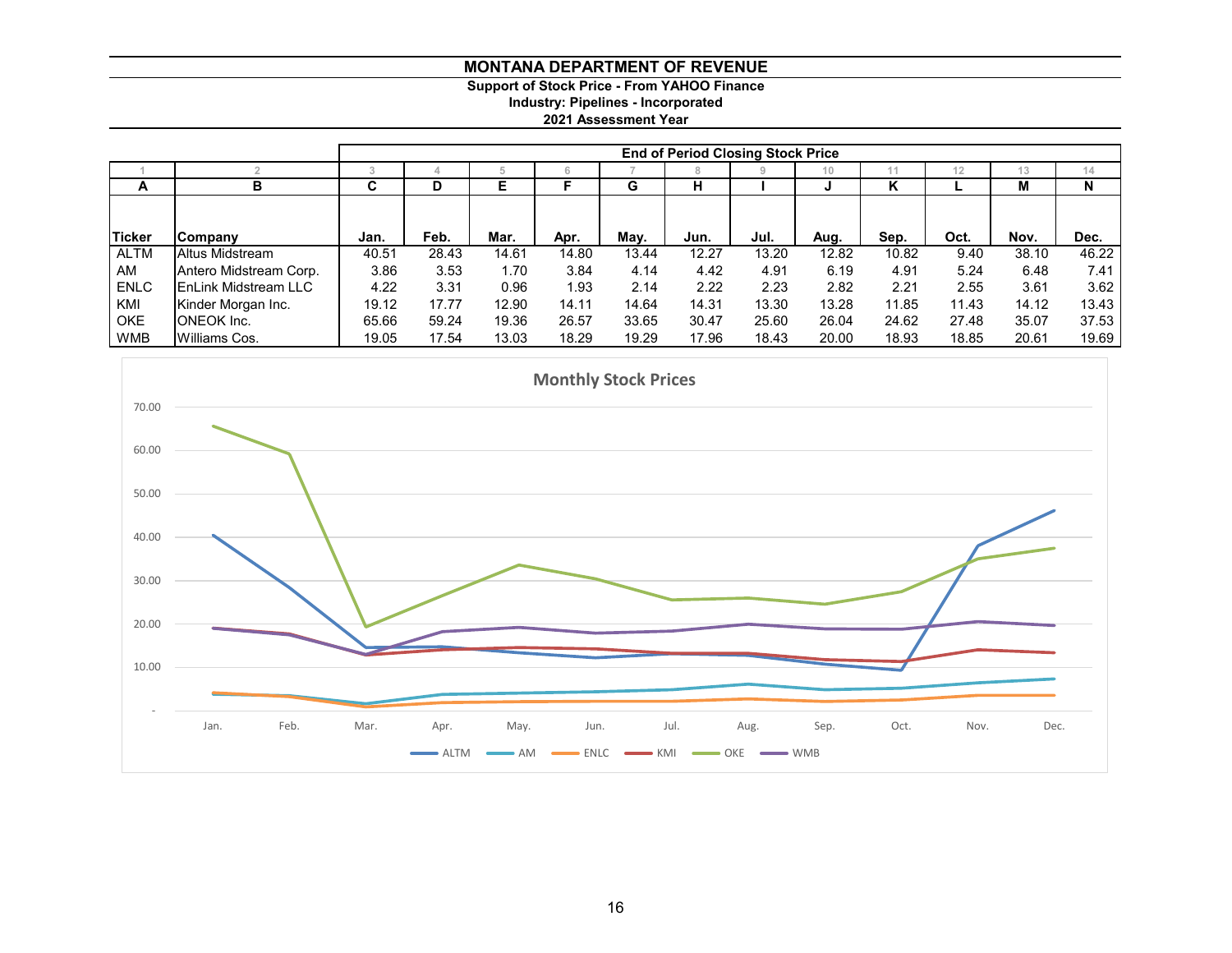# MONTANA DEPARTMENT OF REVENUE

**Support of Stock Price - From YAHOO Finance**
**Industry: Pipelines - Incorporated**
**2021 Assessment Year**

| | | End of Period Closing Stock Price | | | | | | | | | | | |
|---|---|---|---|---|---|---|---|---|---|---|---|---|---|
| 1 | 2 | 3 | 4 | 5 | 6 | 7 | 8 | 9 | 10 | 11 | 12 | 13 | 14 |
| A | B | C | D | E | F | G | H | I | J | K | L | M | N |
| Ticker | Company | Jan. | Feb. | Mar. | Apr. | May. | Jun. | Jul. | Aug. | Sep. | Oct. | Nov. | Dec. |
| ALTM | Altus Midstream | 40.51 | 28.43 | 14.61 | 14.80 | 13.44 | 12.27 | 13.20 | 12.82 | 10.82 | 9.40 | 38.10 | 46.22 |
| AM | Antero Midstream Corp. | 3.86 | 3.53 | 1.70 | 3.84 | 4.14 | 4.42 | 4.91 | 6.19 | 4.91 | 5.24 | 6.48 | 7.41 |
| ENLC | EnLink Midstream LLC | 4.22 | 3.31 | 0.96 | 1.93 | 2.14 | 2.22 | 2.23 | 2.82 | 2.21 | 2.55 | 3.61 | 3.62 |
| KMI | Kinder Morgan Inc. | 19.12 | 17.77 | 12.90 | 14.11 | 14.64 | 14.31 | 13.30 | 13.28 | 11.85 | 11.43 | 14.12 | 13.43 |
| OKE | ONEOK Inc. | 65.66 | 59.24 | 19.36 | 26.57 | 33.65 | 30.47 | 25.60 | 26.04 | 24.62 | 27.48 | 35.07 | 37.53 |
| WMB | Williams Cos. | 19.05 | 17.54 | 13.03 | 18.29 | 19.29 | 17.96 | 18.43 | 20.00 | 18.93 | 18.85 | 20.61 | 19.69 |

**Monthly Stock Prices**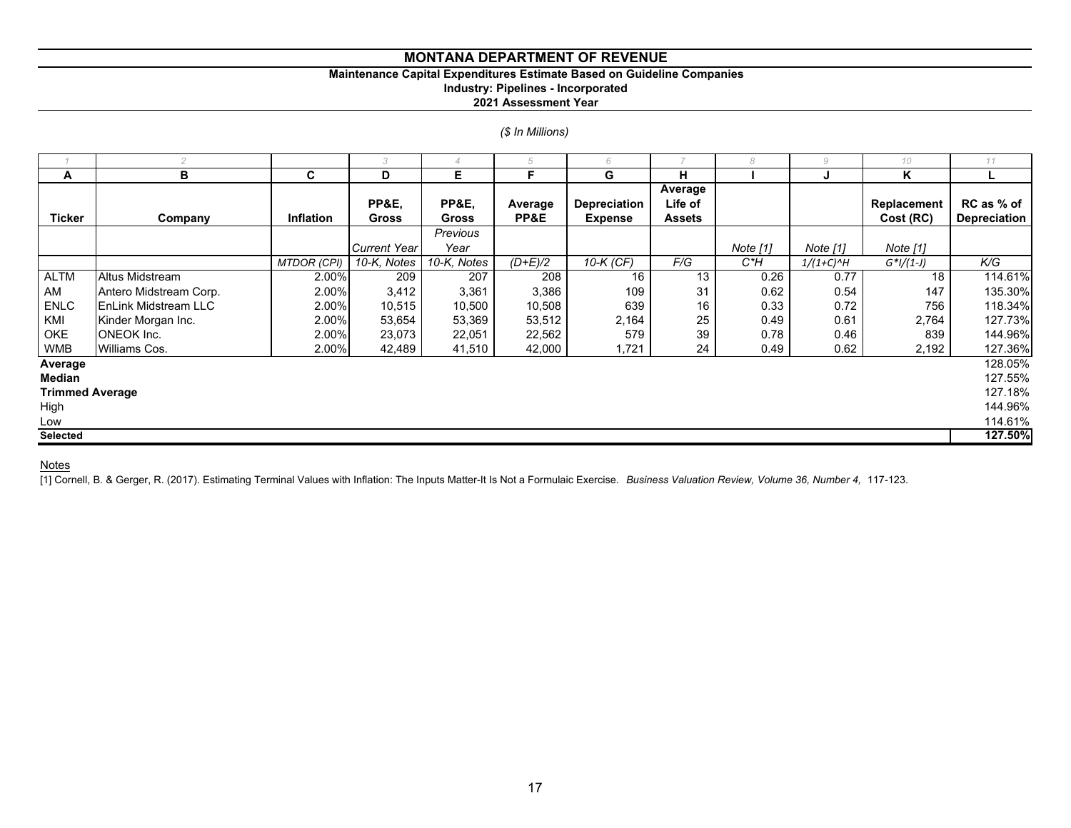# MONTANA DEPARTMENT OF REVENUE

**Maintenance Capital Expenditures Estimate Based on Guideline Companies**
**Industry: Pipelines - Incorporated**
**2021 Assessment Year**

*($ In Millions)*

| *1* | *2* | | *3* | *4* | *5* | *6* | *7* | *8* | *9* | *10* | *11* |
|---|---|---|---|---|---|---|---|---|---|---|---|
| **A** | **B** | **C** | **D** | **E** | **F** | **G** | **H** | **I** | **J** | **K** | **L** |
| **Ticker** | **Company** | **Inflation** | **PP&E, Gross** | **PP&E, Gross** | **Average PP&E** | **Depreciation Expense** | **Average Life of Assets** | | | **Replacement Cost (RC)** | **RC as % of Depreciation** |
| | | | *Current Year* | *Previous Year* | | | | *Note [1]* | *Note [1]* | *Note [1]* | |
| | | *MTDOR (CPI)* | *10-K, Notes* | *10-K, Notes* | *(D+E)/2* | *10-K (CF)* | *F/G* | *C*H* | *1/(1+C)^H* | *G*I/(1-J)* | *K/G* |
| ALTM | Altus Midstream | 2.00% | 209 | 207 | 208 | 16 | 13 | 0.26 | 0.77 | 18 | 114.61% |
| AM | Antero Midstream Corp. | 2.00% | 3,412 | 3,361 | 3,386 | 109 | 31 | 0.62 | 0.54 | 147 | 135.30% |
| ENLC | EnLink Midstream LLC | 2.00% | 10,515 | 10,500 | 10,508 | 639 | 16 | 0.33 | 0.72 | 756 | 118.34% |
| KMI | Kinder Morgan Inc. | 2.00% | 53,654 | 53,369 | 53,512 | 2,164 | 25 | 0.49 | 0.61 | 2,764 | 127.73% |
| OKE | ONEOK Inc. | 2.00% | 23,073 | 22,051 | 22,562 | 579 | 39 | 0.78 | 0.46 | 839 | 144.96% |
| WMB | Williams Cos. | 2.00% | 42,489 | 41,510 | 42,000 | 1,721 | 24 | 0.49 | 0.62 | 2,192 | 127.36% |
| **Average** | | | | | | | | | | | 128.05% |
| **Median** | | | | | | | | | | | 127.55% |
| **Trimmed Average** | | | | | | | | | | | 127.18% |
| High | | | | | | | | | | | 144.96% |
| Low | | | | | | | | | | | 114.61% |
| **Selected** | | | | | | | | | | | **127.50%** |

Notes

[1] Cornell, B. & Gerger, R. (2017). Estimating Terminal Values with Inflation: The Inputs Matter-It Is Not a Formulaic Exercise. *Business Valuation Review, Volume 36, Number 4,* 117-123.